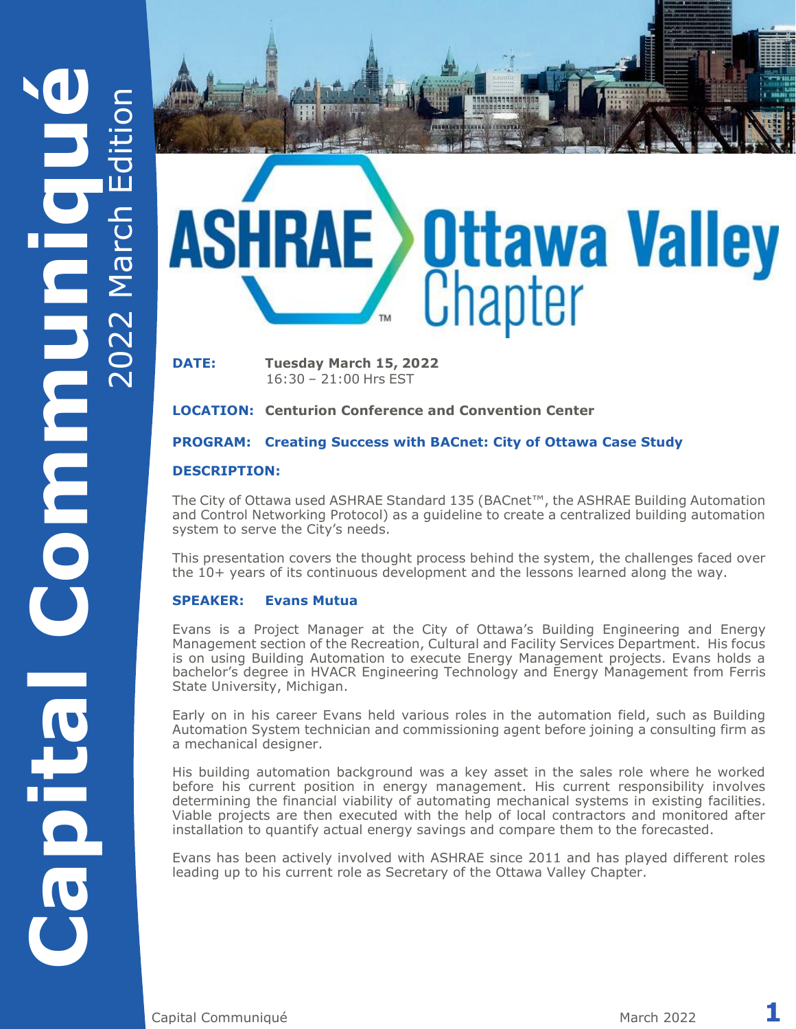# Capital Communiqué

2022 March Edition

## ASHRAE Ottawa Valley Chapter

**DATE:** **Tuesday March 15, 2022**
16:30 – 21:00 Hrs EST

**LOCATION:** **Centurion Conference and Convention Center**

**PROGRAM:** **Creating Success with BACnet: City of Ottawa Case Study**

**DESCRIPTION:**

The City of Ottawa used ASHRAE Standard 135 (BACnet™, the ASHRAE Building Automation and Control Networking Protocol) as a guideline to create a centralized building automation system to serve the City's needs.

This presentation covers the thought process behind the system, the challenges faced over the 10+ years of its continuous development and the lessons learned along the way.

**SPEAKER:** **Evans Mutua**

Evans is a Project Manager at the City of Ottawa's Building Engineering and Energy Management section of the Recreation, Cultural and Facility Services Department. His focus is on using Building Automation to execute Energy Management projects. Evans holds a bachelor's degree in HVACR Engineering Technology and Energy Management from Ferris State University, Michigan.

Early on in his career Evans held various roles in the automation field, such as Building Automation System technician and commissioning agent before joining a consulting firm as a mechanical designer.

His building automation background was a key asset in the sales role where he worked before his current position in energy management. His current responsibility involves determining the financial viability of automating mechanical systems in existing facilities. Viable projects are then executed with the help of local contractors and monitored after installation to quantify actual energy savings and compare them to the forecasted.

Evans has been actively involved with ASHRAE since 2011 and has played different roles leading up to his current role as Secretary of the Ottawa Valley Chapter.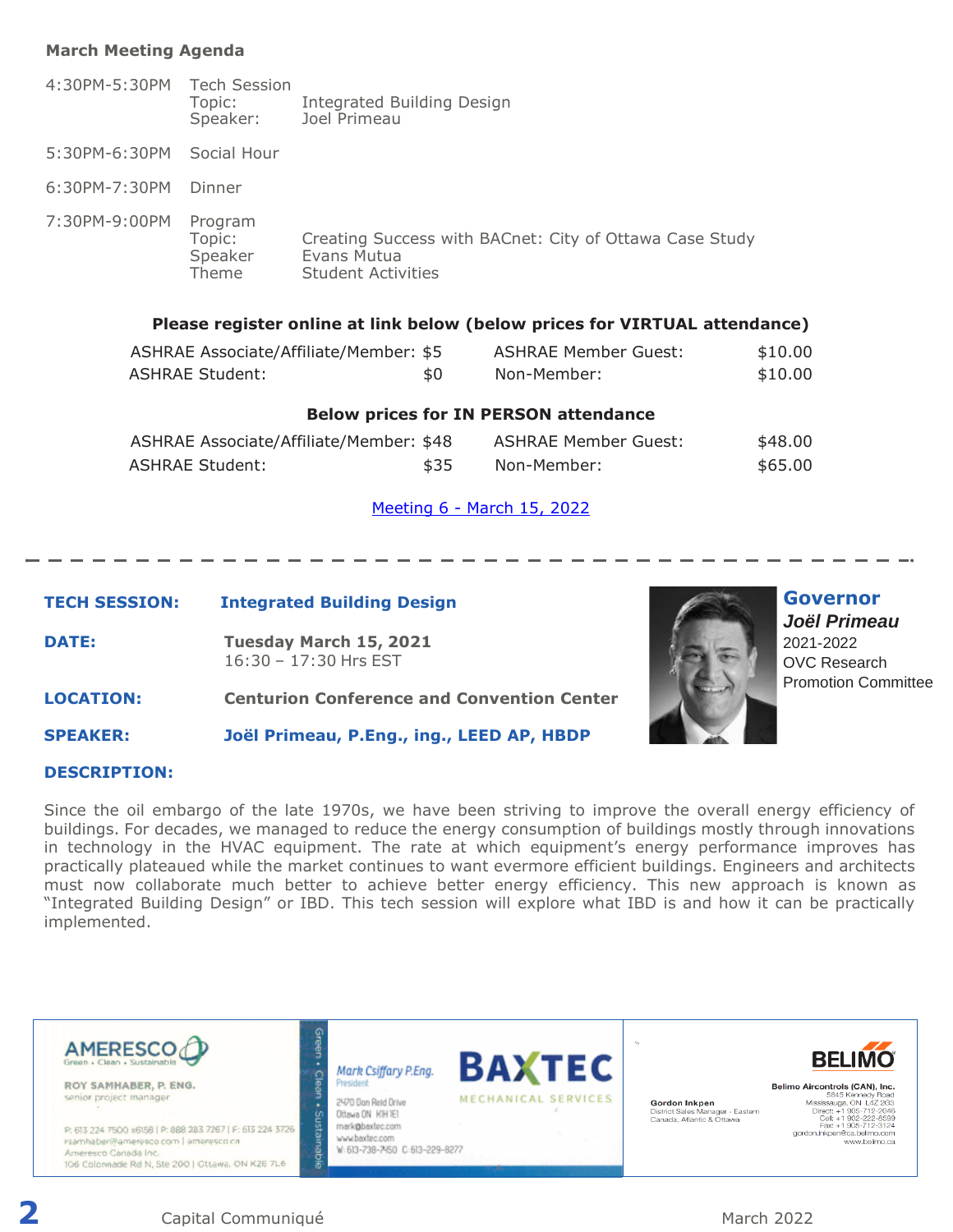**March Meeting Agenda**

| | | |
|---|---|---|
| 4:30PM-5:30PM | Tech Session | |
| | Topic: | Integrated Building Design |
| | Speaker: | Joel Primeau |
| 5:30PM-6:30PM | Social Hour | |
| 6:30PM-7:30PM | Dinner | |
| 7:30PM-9:00PM | Program | |
| | Topic: | Creating Success with BACnet: City of Ottawa Case Study |
| | Speaker | Evans Mutua |
| | Theme | Student Activities |

**Please register online at link below (below prices for VIRTUAL attendance)**

| | | | |
|---|---|---|---|
| ASHRAE Associate/Affiliate/Member: | $5 | ASHRAE Member Guest: | $10.00 |
| ASHRAE Student: | $0 | Non-Member: | $10.00 |

**Below prices for IN PERSON attendance**

| | | | |
|---|---|---|---|
| ASHRAE Associate/Affiliate/Member: | $48 | ASHRAE Member Guest: | $48.00 |
| ASHRAE Student: | $35 | Non-Member: | $65.00 |

[Meeting 6 - March 15, 2022]

---

**TECH SESSION:** **Integrated Building Design**

**DATE:** **Tuesday March 15, 2021**
16:30 – 17:30 Hrs EST

**LOCATION:** **Centurion Conference and Convention Center**

**SPEAKER:** **Joël Primeau, P.Eng., ing., LEED AP, HBDP**

**Governor**
***Joël Primeau***
2021-2022
OVC Research Promotion Committee

**DESCRIPTION:**

Since the oil embargo of the late 1970s, we have been striving to improve the overall energy efficiency of buildings. For decades, we managed to reduce the energy consumption of buildings mostly through innovations in technology in the HVAC equipment. The rate at which equipment's energy performance improves has practically plateaued while the market continues to want evermore efficient buildings. Engineers and architects must now collaborate much better to achieve better energy efficiency. This new approach is known as "Integrated Building Design" or IBD. This tech session will explore what IBD is and how it can be practically implemented.

---

AMERESCO – Green • Clean • Sustainable
ROY SAMHABER, P. ENG.
senior project manager
P: 613 224 7500 x6158 | P: 888 283 7267 | F: 613 224 3726
rsamhaber@ameresco.com | ameresco.ca
Ameresco Canada Inc.
106 Colonnade Rd N, Ste 200 | Ottawa, ON K2E 7L6

Mark Csiffary P.Eng.
President
BAXTEC MECHANICAL SERVICES
2470 Don Reid Drive
Ottawa ON K1H 1E1
mark@baxtec.com
www.baxtec.com
W: 613-738-7450 C: 613-229-8277

BELIMO
Belimo Aircontrols (CAN), Inc.
5845 Kennedy Road
Mississauga, ON L4Z 2G3
Direct: +1 905-712-2046
Cell: +1 902-222-6599
Fax: +1 905-712-3124
gordon.inkpen@ca.belimo.com
www.belimo.ca
Gordon Inkpen
District Sales Manager - Eastern Canada, Atlantic & Ottawa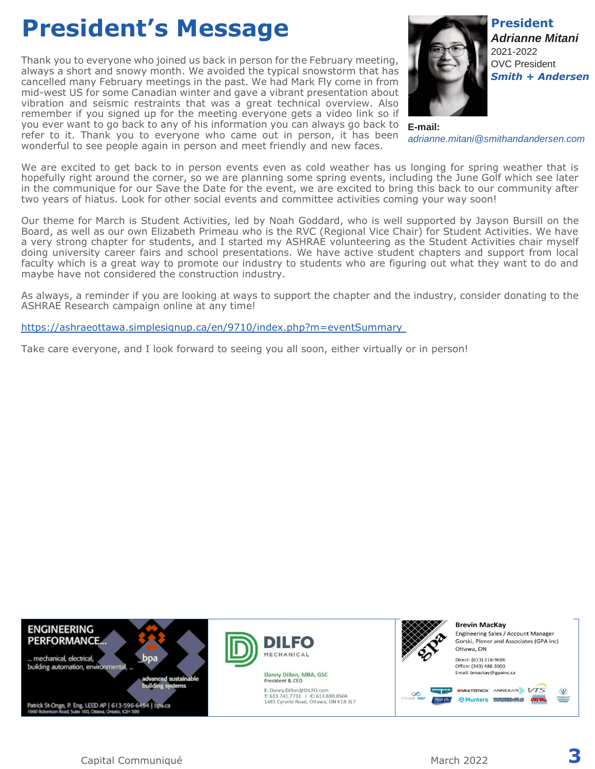# President's Message

**President**
***Adrianne Mitani***
2021-2022
OVC President
***Smith + Andersen***

**E-mail:**
*adrianne.mitani@smithandandersen.com*

Thank you to everyone who joined us back in person for the February meeting, always a short and snowy month. We avoided the typical snowstorm that has cancelled many February meetings in the past. We had Mark Fly come in from mid-west US for some Canadian winter and gave a vibrant presentation about vibration and seismic restraints that was a great technical overview. Also remember if you signed up for the meeting everyone gets a video link so if you ever want to go back to any of his information you can always go back to refer to it. Thank you to everyone who came out in person, it has been wonderful to see people again in person and meet friendly and new faces.

We are excited to get back to in person events even as cold weather has us longing for spring weather that is hopefully right around the corner, so we are planning some spring events, including the June Golf which see later in the communique for our Save the Date for the event, we are excited to bring this back to our community after two years of hiatus. Look for other social events and committee activities coming your way soon!

Our theme for March is Student Activities, led by Noah Goddard, who is well supported by Jayson Bursill on the Board, as well as our own Elizabeth Primeau who is the RVC (Regional Vice Chair) for Student Activities. We have a very strong chapter for students, and I started my ASHRAE volunteering as the Student Activities chair myself doing university career fairs and school presentations. We have active student chapters and support from local faculty which is a great way to promote our industry to students who are figuring out what they want to do and maybe have not considered the construction industry.

As always, a reminder if you are looking at ways to support the chapter and the industry, consider donating to the ASHRAE Research campaign online at any time!

https://ashraeottawa.simplesignup.ca/en/9710/index.php?m=eventSummary

Take care everyone, and I look forward to seeing you all soon, either virtually or in person!

ENGINEERING PERFORMANCE...
... mechanical, electrical, building automation, environmental, ...
bpa
advanced sustainable building systems
Patrick St-Onge, P. Eng. LEED AP | 613-596-6454 | bpa.ca
1960 Robertson Road, Suite 100, Ottawa, Ontario, K2H 5B9

DILFO MECHANICAL
Danny Dillon, MBA, GSC
President & CEO
E: Danny.Dillon@DILFO.com
T: 613.741.7731 | C: 613.880.8504
1481 Cyrville Road, Ottawa, ON K1B 3L7

gpa
Brevin MacKay
Engineering Sales / Account Manager
Gorski, Plener and Associates (GPA inc)
Ottawa, ON
Direct: (613) 218-9686
Office: (343) 488-3000
Email: bmackay@gpainc.ca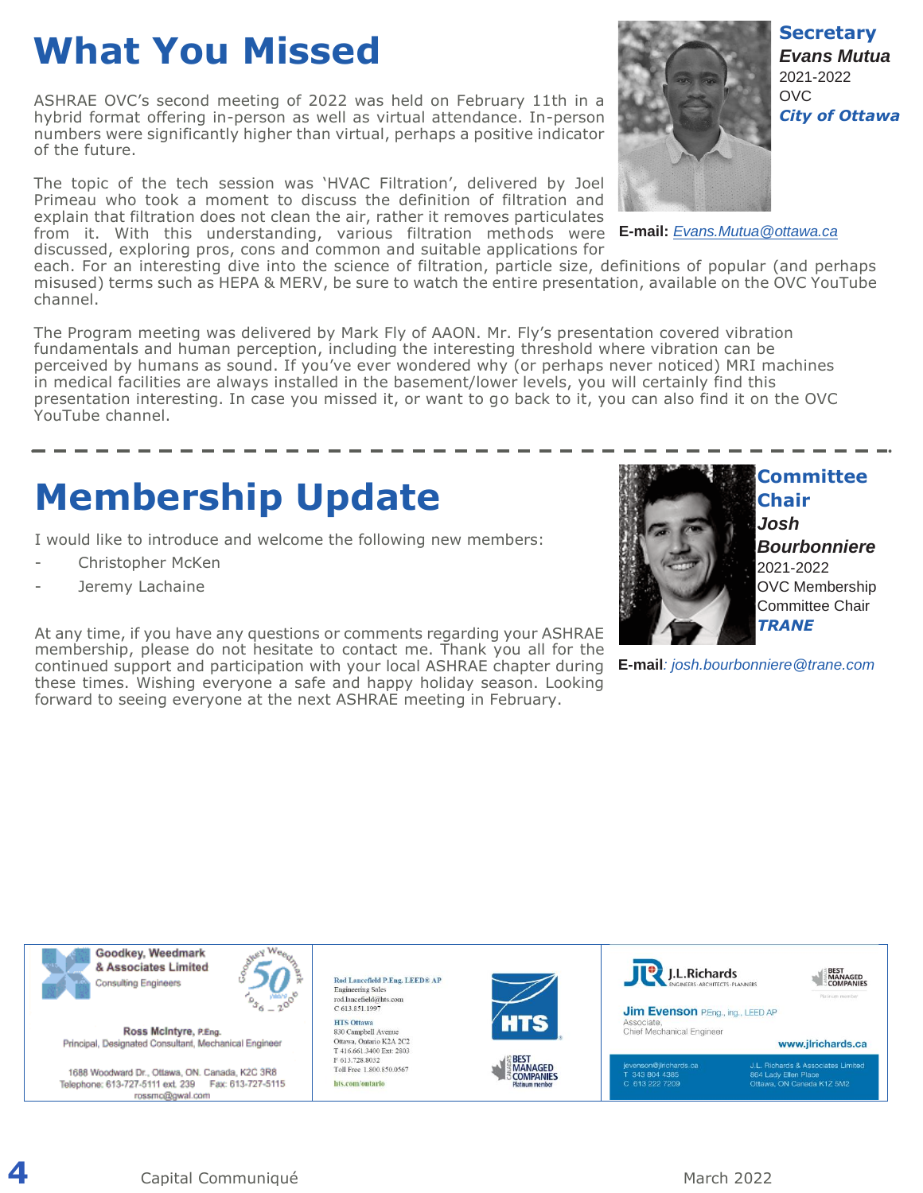# What You Missed

ASHRAE OVC's second meeting of 2022 was held on February 11th in a hybrid format offering in-person as well as virtual attendance. In-person numbers were significantly higher than virtual, perhaps a positive indicator of the future.

The topic of the tech session was 'HVAC Filtration', delivered by Joel Primeau who took a moment to discuss the definition of filtration and explain that filtration does not clean the air, rather it removes particulates from it. With this understanding, various filtration methods were discussed, exploring pros, cons and common and suitable applications for each. For an interesting dive into the science of filtration, particle size, definitions of popular (and perhaps misused) terms such as HEPA & MERV, be sure to watch the entire presentation, available on the OVC YouTube channel.

The Program meeting was delivered by Mark Fly of AAON. Mr. Fly's presentation covered vibration fundamentals and human perception, including the interesting threshold where vibration can be perceived by humans as sound. If you've ever wondered why (or perhaps never noticed) MRI machines in medical facilities are always installed in the basement/lower levels, you will certainly find this presentation interesting. In case you missed it, or want to go back to it, you can also find it on the OVC YouTube channel.

**Secretary**
***Evans Mutua***
2021-2022
OVC
***City of Ottawa***

**E-mail:** *Evans.Mutua@ottawa.ca*

---

# Membership Update

I would like to introduce and welcome the following new members:

- Christopher McKen
- Jeremy Lachaine

At any time, if you have any questions or comments regarding your ASHRAE membership, please do not hesitate to contact me. Thank you all for the continued support and participation with your local ASHRAE chapter during these times. Wishing everyone a safe and happy holiday season. Looking forward to seeing everyone at the next ASHRAE meeting in February.

**Committee Chair**
***Josh Bourbonniere***
2021-2022
OVC Membership Committee Chair
***TRANE***

**E-mail**: *josh.bourbonniere@trane.com*

---

Goodkey, Weedmark & Associates Limited
Consulting Engineers
Goodkey Weedmark 50 years 1956 – 2006

Ross McIntyre, P.Eng.
Principal, Designated Consultant, Mechanical Engineer

1688 Woodward Dr., Ottawa, ON. Canada, K2C 3R8
Telephone: 613-727-5111 ext. 239 Fax: 613-727-5115
rossmc@gwal.com

Rod Lancefield P.Eng. LEED® AP
Engineering Sales
rod.lancefield@hts.com
C 613.851.1997

HTS Ottawa
830 Campbell Avenue
Ottawa, Ontario K2A 2C2
T 416.661.3400 Ext: 2803
F 613.728.8032
Toll Free 1.800.850.0567
hts.com/ontario

HTS
Canada's Best Managed Companies Platinum member

J.L.Richards
Engineers · Architects · Planners
Best Managed Companies Platinum member

Jim Evenson P.Eng., ing., LEED AP
Associate,
Chief Mechanical Engineer

www.jlrichards.ca

jevenson@jlrichards.ca
T 343 804 4385
C 613 222 7209

J.L. Richards & Associates Limited
864 Lady Ellen Place
Ottawa, ON Canada K1Z 5M2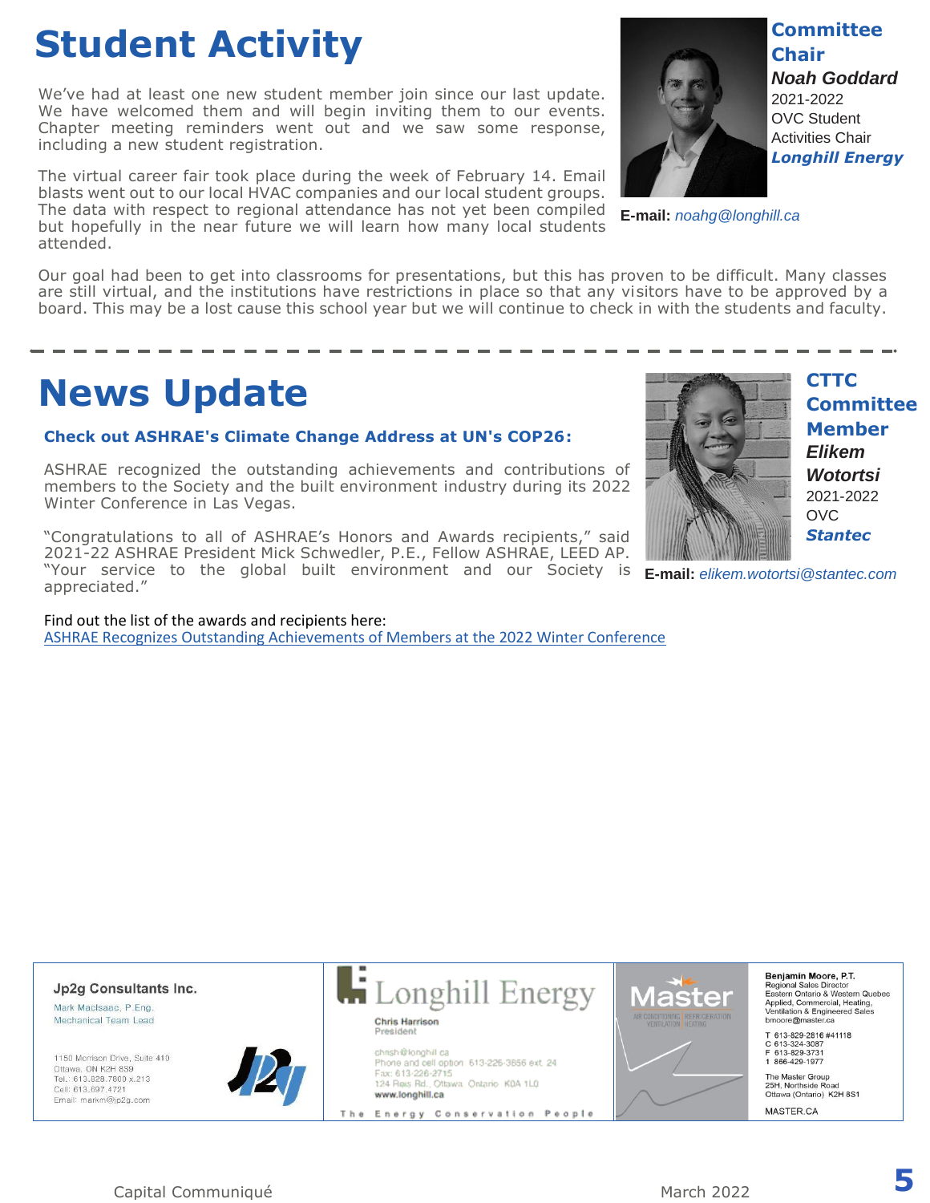# Student Activity

**Committee Chair**
***Noah Goddard***
2021-2022
OVC Student Activities Chair
***Longhill Energy***

**E-mail:** *noahg@longhill.ca*

We've had at least one new student member join since our last update. We have welcomed them and will begin inviting them to our events. Chapter meeting reminders went out and we saw some response, including a new student registration.

The virtual career fair took place during the week of February 14. Email blasts went out to our local HVAC companies and our local student groups. The data with respect to regional attendance has not yet been compiled but hopefully in the near future we will learn how many local students attended.

Our goal had been to get into classrooms for presentations, but this has proven to be difficult. Many classes are still virtual, and the institutions have restrictions in place so that any visitors have to be approved by a board. This may be a lost cause this school year but we will continue to check in with the students and faculty.

---

# News Update

**CTTC Committee Member**
***Elikem Wotortsi***
2021-2022
OVC
***Stantec***

**E-mail:** *elikem.wotortsi@stantec.com*

**Check out ASHRAE's Climate Change Address at UN's COP26:**

ASHRAE recognized the outstanding achievements and contributions of members to the Society and the built environment industry during its 2022 Winter Conference in Las Vegas.

"Congratulations to all of ASHRAE's Honors and Awards recipients," said 2021-22 ASHRAE President Mick Schwedler, P.E., Fellow ASHRAE, LEED AP. "Your service to the global built environment and our Society is appreciated."

Find out the list of the awards and recipients here:
ASHRAE Recognizes Outstanding Achievements of Members at the 2022 Winter Conference

---

**Jp2g Consultants Inc.**
Mark MacIsaac, P.Eng.
Mechanical Team Lead

1150 Morrison Drive, Suite 410
Ottawa, ON K2H 8S9
Tel.: 613.828.7800 x.213
Cell: 613.697.4721
Email: markm@jp2g.com

**Longhill Energy**
Chris Harrison
President
chrish@longhill.ca
Phone and cell option 613-226-3856 ext. 24
Fax: 613-226-2715
124 Reis Rd., Ottawa, Ontario K0A 1L0
www.longhill.ca
The Energy Conservation People

**Master**
AIR CONDITIONING | REFRIGERATION | VENTILATION | HEATING

**Benjamin Moore, P.T.**
Regional Sales Director
Eastern Ontario & Western Quebec
Applied, Commercial, Heating, Ventilation & Engineered Sales
bmoore@master.ca
T 613-829-2816 #41118
C 613-324-3087
F 613-829-3731
1 866-429-1977

The Master Group
25H, Northside Road
Ottawa (Ontario) K2H 8S1

MASTER.CA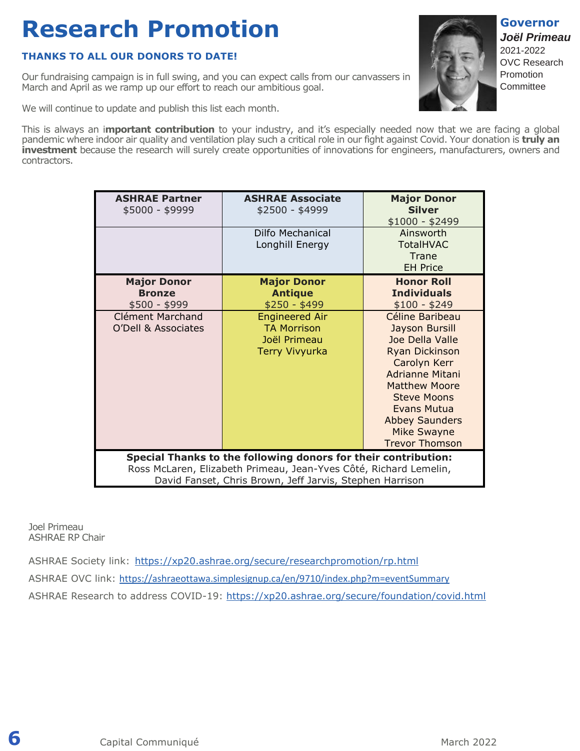# Research Promotion

**Governor**
***Joël Primeau***
2021-2022
OVC Research Promotion Committee

**THANKS TO ALL OUR DONORS TO DATE!**

Our fundraising campaign is in full swing, and you can expect calls from our canvassers in March and April as we ramp up our effort to reach our ambitious goal.

We will continue to update and publish this list each month.

This is always an i**mportant contribution** to your industry, and it's especially needed now that we are facing a global pandemic where indoor air quality and ventilation play such a critical role in our fight against Covid. Your donation is **truly an investment** because the research will surely create opportunities of innovations for engineers, manufacturers, owners and contractors.

| **ASHRAE Partner** $5000 - $9999 | **ASHRAE Associate** $2500 - $4999 | **Major Donor Silver** $1000 - $2499 |
|---|---|---|
| | Dilfo Mechanical<br>Longhill Energy | Ainsworth<br>TotalHVAC<br>Trane<br>EH Price |
| **Major Donor Bronze** $500 - $999 | **Major Donor Antique** $250 - $499 | **Honor Roll Individuals** $100 - $249 |
| Clément Marchand<br>O'Dell & Associates | Engineered Air<br>TA Morrison<br>Joël Primeau<br>Terry Vivyurka | Céline Baribeau<br>Jayson Bursill<br>Joe Della Valle<br>Ryan Dickinson<br>Carolyn Kerr<br>Adrianne Mitani<br>Matthew Moore<br>Steve Moons<br>Evans Mutua<br>Abbey Saunders<br>Mike Swayne<br>Trevor Thomson |

**Special Thanks to the following donors for their contribution:**
Ross McLaren, Elizabeth Primeau, Jean-Yves Côté, Richard Lemelin, David Fanset, Chris Brown, Jeff Jarvis, Stephen Harrison

Joel Primeau
ASHRAE RP Chair

ASHRAE Society link: https://xp20.ashrae.org/secure/researchpromotion/rp.html

ASHRAE OVC link: https://ashraeottawa.simplesignup.ca/en/9710/index.php?m=eventSummary

ASHRAE Research to address COVID-19: https://xp20.ashrae.org/secure/foundation/covid.html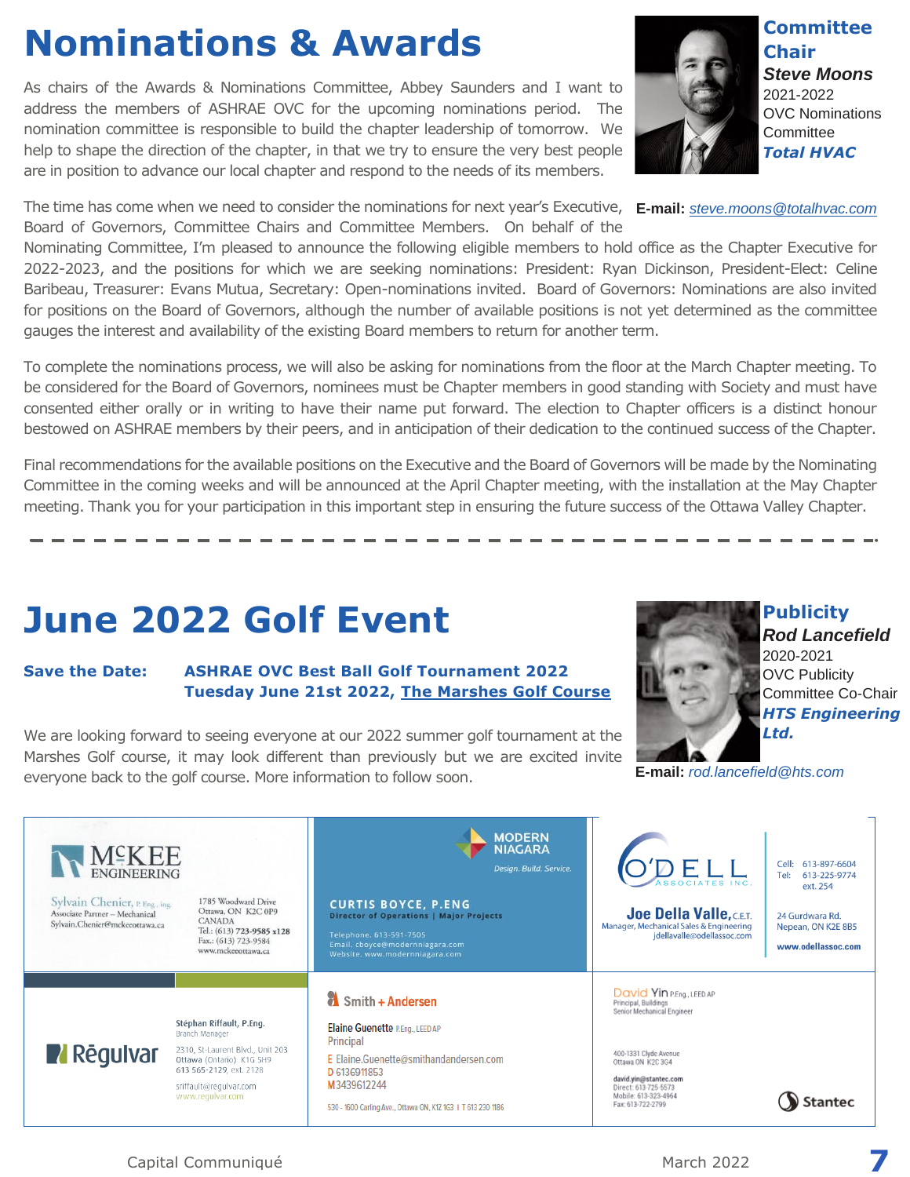# Nominations & Awards

**Committee Chair**
***Steve Moons***
2021-2022
OVC Nominations Committee
***Total HVAC***

**E-mail:** *steve.moons@totalhvac.com*

As chairs of the Awards & Nominations Committee, Abbey Saunders and I want to address the members of ASHRAE OVC for the upcoming nominations period. The nomination committee is responsible to build the chapter leadership of tomorrow. We help to shape the direction of the chapter, in that we try to ensure the very best people are in position to advance our local chapter and respond to the needs of its members.

The time has come when we need to consider the nominations for next year's Executive, Board of Governors, Committee Chairs and Committee Members. On behalf of the Nominating Committee, I'm pleased to announce the following eligible members to hold office as the Chapter Executive for 2022-2023, and the positions for which we are seeking nominations: President: Ryan Dickinson, President-Elect: Celine Baribeau, Treasurer: Evans Mutua, Secretary: Open-nominations invited. Board of Governors: Nominations are also invited for positions on the Board of Governors, although the number of available positions is not yet determined as the committee gauges the interest and availability of the existing Board members to return for another term.

To complete the nominations process, we will also be asking for nominations from the floor at the March Chapter meeting. To be considered for the Board of Governors, nominees must be Chapter members in good standing with Society and must have consented either orally or in writing to have their name put forward. The election to Chapter officers is a distinct honour bestowed on ASHRAE members by their peers, and in anticipation of their dedication to the continued success of the Chapter.

Final recommendations for the available positions on the Executive and the Board of Governors will be made by the Nominating Committee in the coming weeks and will be announced at the April Chapter meeting, with the installation at the May Chapter meeting. Thank you for your participation in this important step in ensuring the future success of the Ottawa Valley Chapter.

---

# June 2022 Golf Event

**Publicity**
***Rod Lancefield***
2020-2021
OVC Publicity Committee Co-Chair
***HTS Engineering Ltd.***

**E-mail:** *rod.lancefield@hts.com*

**Save the Date:** **ASHRAE OVC Best Ball Golf Tournament 2022**
**Tuesday June 21st 2022, The Marshes Golf Course**

We are looking forward to seeing everyone at our 2022 summer golf tournament at the Marshes Golf course, it may look different than previously but we are excited invite everyone back to the golf course. More information to follow soon.

---

**McKEE ENGINEERING**
Sylvain Chenier, P. Eng., ing.
Associate Partner – Mechanical
Sylvain.Chenier@mckeeottawa.ca
1785 Woodward Drive
Ottawa, ON K2C 0P9
CANADA
Tel.: (613) 723-9585 x128
Fax.: (613) 723-9584
www.mckeeottawa.ca

**MODERN NIAGARA**
Design. Build. Service.
CURTIS BOYCE, P.ENG
Director of Operations | Major Projects
Telephone. 613-591-7505
Email. cboyce@modernniagara.com
Website. www.modernniagara.com

**O'DELL ASSOCIATES INC.**
Joe Della Valle, C.E.T.
Manager, Mechanical Sales & Engineering
jdellavalle@odellassoc.com
Cell: 613-897-6604
Tel: 613-225-9774 ext. 254
24 Gurdwara Rd.
Nepean, ON K2E 8B5
www.odellassoc.com

**Regulvar**
Stéphan Riffault, P.Eng.
Branch Manager
2310, St-Laurent Blvd., Unit 203
Ottawa (Ontario) K1G 5H9
613 565-2129, ext. 2128
sriffault@regulvar.com
www.regulvar.com

**Smith + Andersen**
Elaine Guenette P.Eng., LEED AP
Principal
E Elaine.Guenette@smithandandersen.com
D 6136911853
M 3439612244
530 - 1600 Carling Ave., Ottawa ON, K1Z 1G3 | T 613 230 1186

**Stantec**
David Yin P.Eng., LEED AP
Principal, Buildings
Senior Mechanical Engineer
400-1331 Clyde Avenue
Ottawa ON K2C 3G4
david.yin@stantec.com
Direct: 613-725-5573
Mobile: 613-323-4964
Fax: 613-722-2799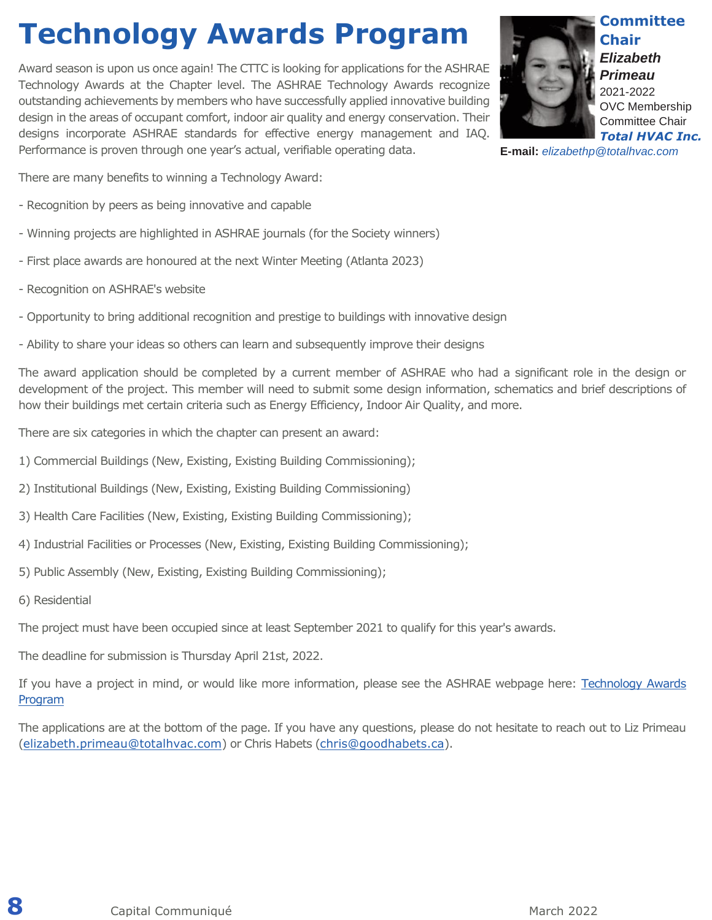# Technology Awards Program

**Committee Chair**
***Elizabeth Primeau***
2021-2022
OVC Membership Committee Chair
***Total HVAC Inc.***
**E-mail:** *elizabethp@totalhvac.com*

Award season is upon us once again! The CTTC is looking for applications for the ASHRAE Technology Awards at the Chapter level. The ASHRAE Technology Awards recognize outstanding achievements by members who have successfully applied innovative building design in the areas of occupant comfort, indoor air quality and energy conservation. Their designs incorporate ASHRAE standards for effective energy management and IAQ. Performance is proven through one year's actual, verifiable operating data.

There are many benefits to winning a Technology Award:

- Recognition by peers as being innovative and capable
- Winning projects are highlighted in ASHRAE journals (for the Society winners)
- First place awards are honoured at the next Winter Meeting (Atlanta 2023)
- Recognition on ASHRAE's website
- Opportunity to bring additional recognition and prestige to buildings with innovative design
- Ability to share your ideas so others can learn and subsequently improve their designs

The award application should be completed by a current member of ASHRAE who had a significant role in the design or development of the project. This member will need to submit some design information, schematics and brief descriptions of how their buildings met certain criteria such as Energy Efficiency, Indoor Air Quality, and more.

There are six categories in which the chapter can present an award:

1) Commercial Buildings (New, Existing, Existing Building Commissioning);

2) Institutional Buildings (New, Existing, Existing Building Commissioning)

3) Health Care Facilities (New, Existing, Existing Building Commissioning);

4) Industrial Facilities or Processes (New, Existing, Existing Building Commissioning);

5) Public Assembly (New, Existing, Existing Building Commissioning);

6) Residential

The project must have been occupied since at least September 2021 to qualify for this year's awards.

The deadline for submission is Thursday April 21st, 2022.

If you have a project in mind, or would like more information, please see the ASHRAE webpage here: Technology Awards Program

The applications are at the bottom of the page. If you have any questions, please do not hesitate to reach out to Liz Primeau (elizabeth.primeau@totalhvac.com) or Chris Habets (chris@goodhabets.ca).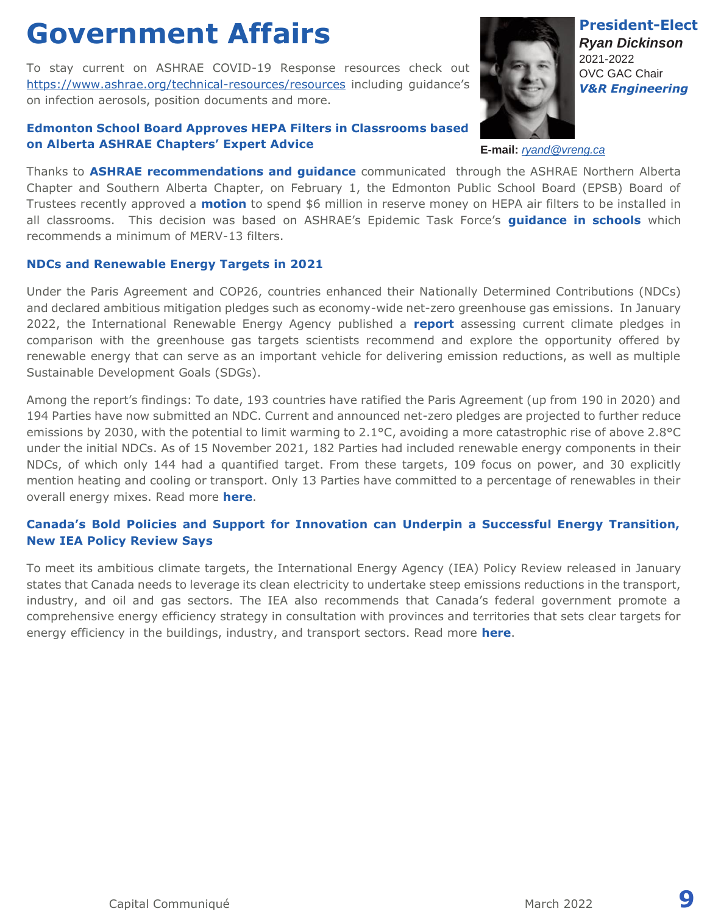# Government Affairs

To stay current on ASHRAE COVID-19 Response resources check out https://www.ashrae.org/technical-resources/resources including guidance's on infection aerosols, position documents and more.

**President-Elect**
***Ryan Dickinson***
2021-2022
OVC GAC Chair
***V&R Engineering***

**E-mail:** *ryand@vreng.ca*

### Edmonton School Board Approves HEPA Filters in Classrooms based on Alberta ASHRAE Chapters' Expert Advice

Thanks to **ASHRAE recommendations and guidance** communicated through the ASHRAE Northern Alberta Chapter and Southern Alberta Chapter, on February 1, the Edmonton Public School Board (EPSB) Board of Trustees recently approved a **motion** to spend $6 million in reserve money on HEPA air filters to be installed in all classrooms. This decision was based on ASHRAE's Epidemic Task Force's **guidance in schools** which recommends a minimum of MERV-13 filters.

### NDCs and Renewable Energy Targets in 2021

Under the Paris Agreement and COP26, countries enhanced their Nationally Determined Contributions (NDCs) and declared ambitious mitigation pledges such as economy-wide net-zero greenhouse gas emissions. In January 2022, the International Renewable Energy Agency published a **report** assessing current climate pledges in comparison with the greenhouse gas targets scientists recommend and explore the opportunity offered by renewable energy that can serve as an important vehicle for delivering emission reductions, as well as multiple Sustainable Development Goals (SDGs).

Among the report's findings: To date, 193 countries have ratified the Paris Agreement (up from 190 in 2020) and 194 Parties have now submitted an NDC. Current and announced net-zero pledges are projected to further reduce emissions by 2030, with the potential to limit warming to 2.1°C, avoiding a more catastrophic rise of above 2.8°C under the initial NDCs. As of 15 November 2021, 182 Parties had included renewable energy components in their NDCs, of which only 144 had a quantified target. From these targets, 109 focus on power, and 30 explicitly mention heating and cooling or transport. Only 13 Parties have committed to a percentage of renewables in their overall energy mixes. Read more **here**.

### Canada's Bold Policies and Support for Innovation can Underpin a Successful Energy Transition, New IEA Policy Review Says

To meet its ambitious climate targets, the International Energy Agency (IEA) Policy Review released in January states that Canada needs to leverage its clean electricity to undertake steep emissions reductions in the transport, industry, and oil and gas sectors. The IEA also recommends that Canada's federal government promote a comprehensive energy efficiency strategy in consultation with provinces and territories that sets clear targets for energy efficiency in the buildings, industry, and transport sectors. Read more **here**.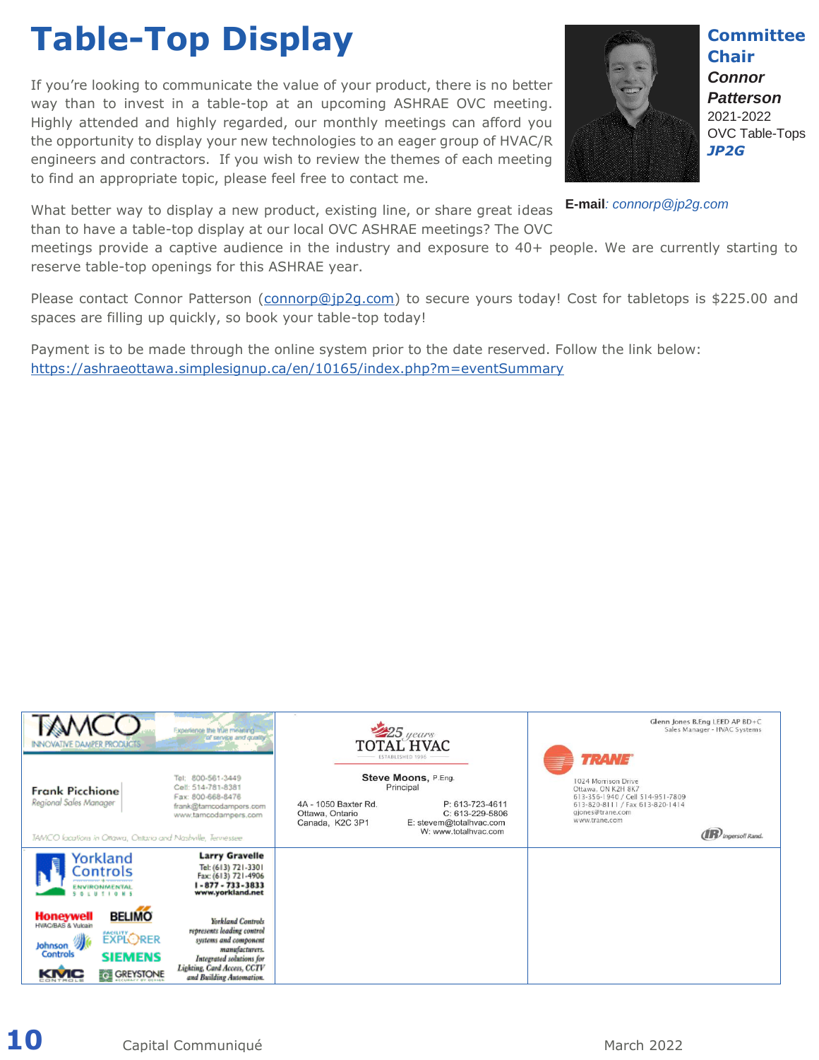# Table-Top Display

**Committee Chair**

***Connor Patterson***

2021-2022

OVC Table-Tops

***JP2G***

**E-mail**: *connorp@jp2g.com*

If you're looking to communicate the value of your product, there is no better way than to invest in a table-top at an upcoming ASHRAE OVC meeting. Highly attended and highly regarded, our monthly meetings can afford you the opportunity to display your new technologies to an eager group of HVAC/R engineers and contractors. If you wish to review the themes of each meeting to find an appropriate topic, please feel free to contact me.

What better way to display a new product, existing line, or share great ideas than to have a table-top display at our local OVC ASHRAE meetings? The OVC meetings provide a captive audience in the industry and exposure to 40+ people. We are currently starting to reserve table-top openings for this ASHRAE year.

Please contact Connor Patterson (connorp@jp2g.com) to secure yours today! Cost for tabletops is $225.00 and spaces are filling up quickly, so book your table-top today!

Payment is to be made through the online system prior to the date reserved. Follow the link below:
https://ashraeottawa.simplesignup.ca/en/10165/index.php?m=eventSummary

| | | |
|---|---|---|
| TAMCO INNOVATIVE DAMPER PRODUCTS — Experience the true meaning of service and quality<br>Frank Picchione, Regional Sales Manager<br>Tel: 800-561-3449<br>Cell: 514-781-8381<br>Fax: 800-668-8476<br>frank@tamcodampers.com<br>www.tamcodampers.com<br>TAMCO locations in Ottawa, Ontario and Nashville, Tennessee | 25 years TOTAL HVAC — ESTABLISHED 1996<br>Steve Moons, P.Eng.<br>Principal<br>4A - 1050 Baxter Rd.<br>Ottawa, Ontario<br>Canada, K2C 3P1<br>P: 613-723-4611<br>C: 613-229-5806<br>E: stevem@totalhvac.com<br>W: www.totalhvac.com | Glenn Jones B.Eng LEED AP BD+C<br>Sales Manager - HVAC Systems<br>TRANE<br>1024 Morrison Drive<br>Ottawa, ON K2H 8K7<br>613-356-1940 / Cell 514-951-7809<br>613-820-8111 / Fax 613-820-1414<br>gjones@trane.com<br>www.trane.com<br>Ingersoll Rand |
| Yorkland Controls — ENVIRONMENTAL SOLUTIONS<br>Larry Gravelle<br>Tel: (613) 721-3301<br>Fax: (613) 721-4906<br>1-877-733-3833<br>www.yorkland.net<br>Honeywell HVAC/BAS & Vulcain, BELIMO, Johnson Controls, Facility Explorer, SIEMENS, KMC Controls, GREYSTONE<br>Yorkland Controls represents leading control systems and component manufacturers. Integrated solutions for Lighting, Card Access, CCTV and Building Automation. | | |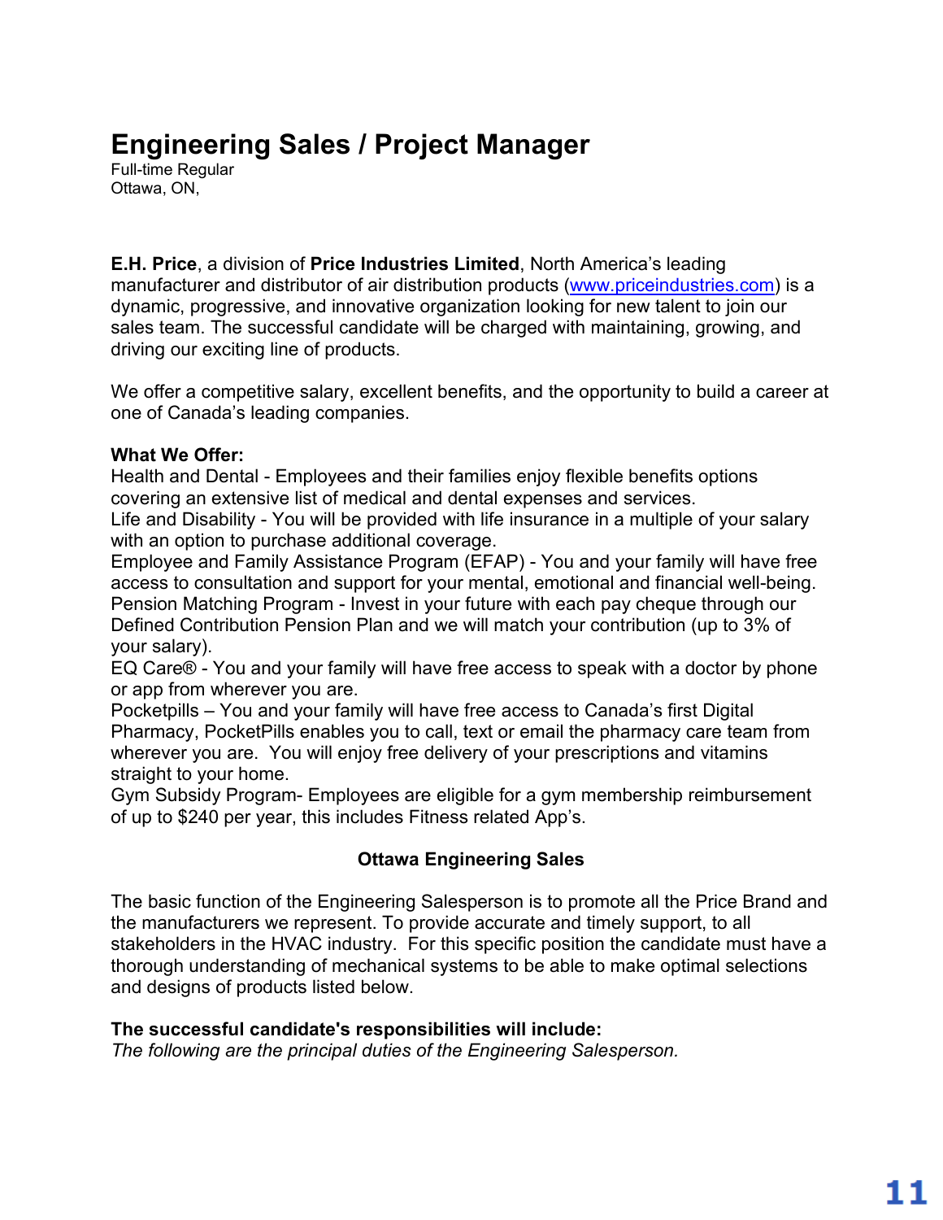# Engineering Sales / Project Manager

Full-time Regular
Ottawa, ON,

**E.H. Price**, a division of **Price Industries Limited**, North America's leading manufacturer and distributor of air distribution products (www.priceindustries.com) is a dynamic, progressive, and innovative organization looking for new talent to join our sales team. The successful candidate will be charged with maintaining, growing, and driving our exciting line of products.

We offer a competitive salary, excellent benefits, and the opportunity to build a career at one of Canada's leading companies.

**What We Offer:**
Health and Dental - Employees and their families enjoy flexible benefits options covering an extensive list of medical and dental expenses and services.
Life and Disability - You will be provided with life insurance in a multiple of your salary with an option to purchase additional coverage.
Employee and Family Assistance Program (EFAP) - You and your family will have free access to consultation and support for your mental, emotional and financial well-being.
Pension Matching Program - Invest in your future with each pay cheque through our Defined Contribution Pension Plan and we will match your contribution (up to 3% of your salary).
EQ Care® - You and your family will have free access to speak with a doctor by phone or app from wherever you are.
Pocketpills – You and your family will have free access to Canada's first Digital Pharmacy, PocketPills enables you to call, text or email the pharmacy care team from wherever you are. You will enjoy free delivery of your prescriptions and vitamins straight to your home.
Gym Subsidy Program- Employees are eligible for a gym membership reimbursement of up to $240 per year, this includes Fitness related App's.

**Ottawa Engineering Sales**

The basic function of the Engineering Salesperson is to promote all the Price Brand and the manufacturers we represent. To provide accurate and timely support, to all stakeholders in the HVAC industry. For this specific position the candidate must have a thorough understanding of mechanical systems to be able to make optimal selections and designs of products listed below.

**The successful candidate's responsibilities will include:**
*The following are the principal duties of the Engineering Salesperson.*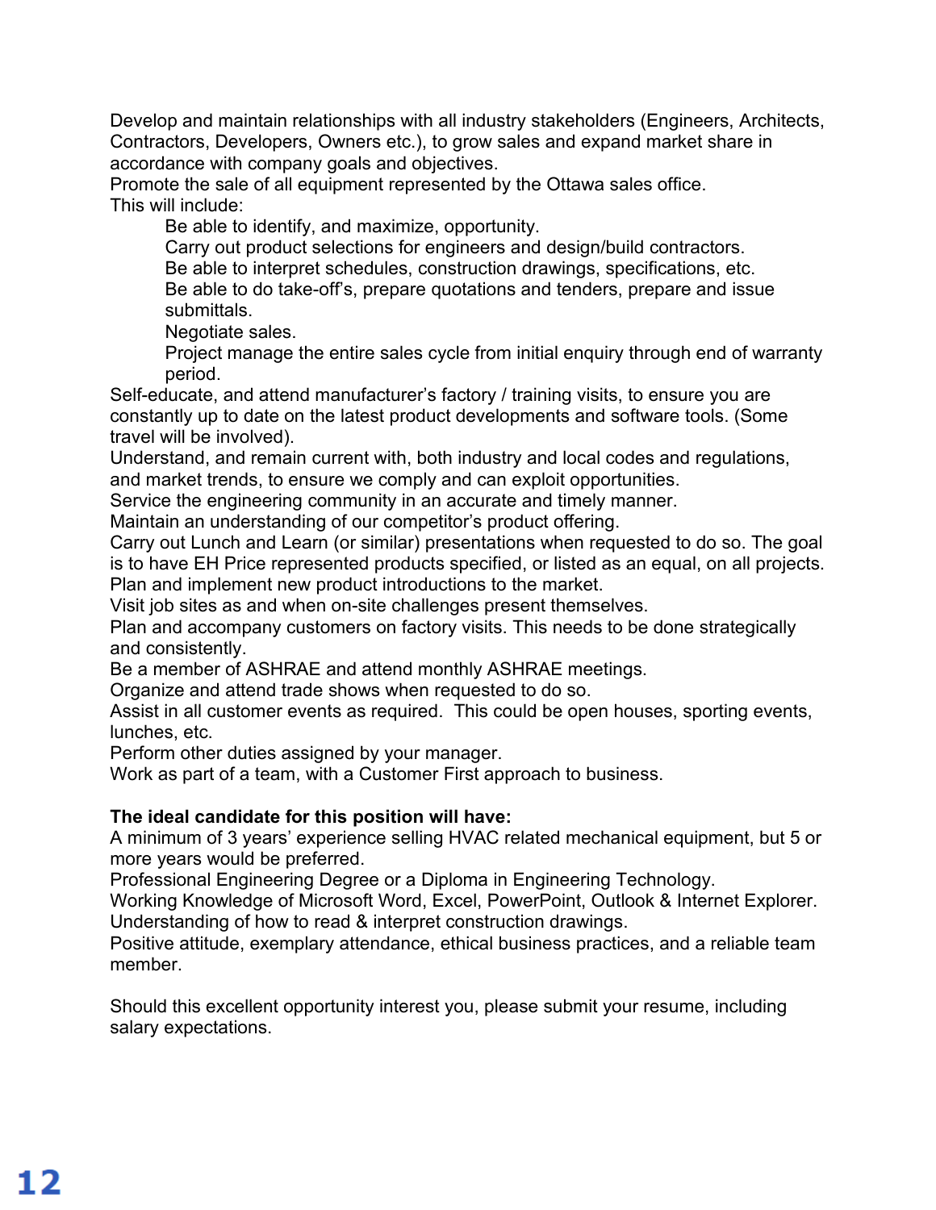Develop and maintain relationships with all industry stakeholders (Engineers, Architects, Contractors, Developers, Owners etc.), to grow sales and expand market share in accordance with company goals and objectives.
Promote the sale of all equipment represented by the Ottawa sales office.
This will include:

- Be able to identify, and maximize, opportunity.
- Carry out product selections for engineers and design/build contractors.
- Be able to interpret schedules, construction drawings, specifications, etc.
- Be able to do take-off's, prepare quotations and tenders, prepare and issue submittals.
- Negotiate sales.
- Project manage the entire sales cycle from initial enquiry through end of warranty period.

Self-educate, and attend manufacturer's factory / training visits, to ensure you are constantly up to date on the latest product developments and software tools. (Some travel will be involved).
Understand, and remain current with, both industry and local codes and regulations, and market trends, to ensure we comply and can exploit opportunities.
Service the engineering community in an accurate and timely manner.
Maintain an understanding of our competitor's product offering.
Carry out Lunch and Learn (or similar) presentations when requested to do so. The goal is to have EH Price represented products specified, or listed as an equal, on all projects.
Plan and implement new product introductions to the market.
Visit job sites as and when on-site challenges present themselves.
Plan and accompany customers on factory visits. This needs to be done strategically and consistently.
Be a member of ASHRAE and attend monthly ASHRAE meetings.
Organize and attend trade shows when requested to do so.
Assist in all customer events as required. This could be open houses, sporting events, lunches, etc.
Perform other duties assigned by your manager.
Work as part of a team, with a Customer First approach to business.

**The ideal candidate for this position will have:**
A minimum of 3 years' experience selling HVAC related mechanical equipment, but 5 or more years would be preferred.
Professional Engineering Degree or a Diploma in Engineering Technology.
Working Knowledge of Microsoft Word, Excel, PowerPoint, Outlook & Internet Explorer.
Understanding of how to read & interpret construction drawings.
Positive attitude, exemplary attendance, ethical business practices, and a reliable team member.

Should this excellent opportunity interest you, please submit your resume, including salary expectations.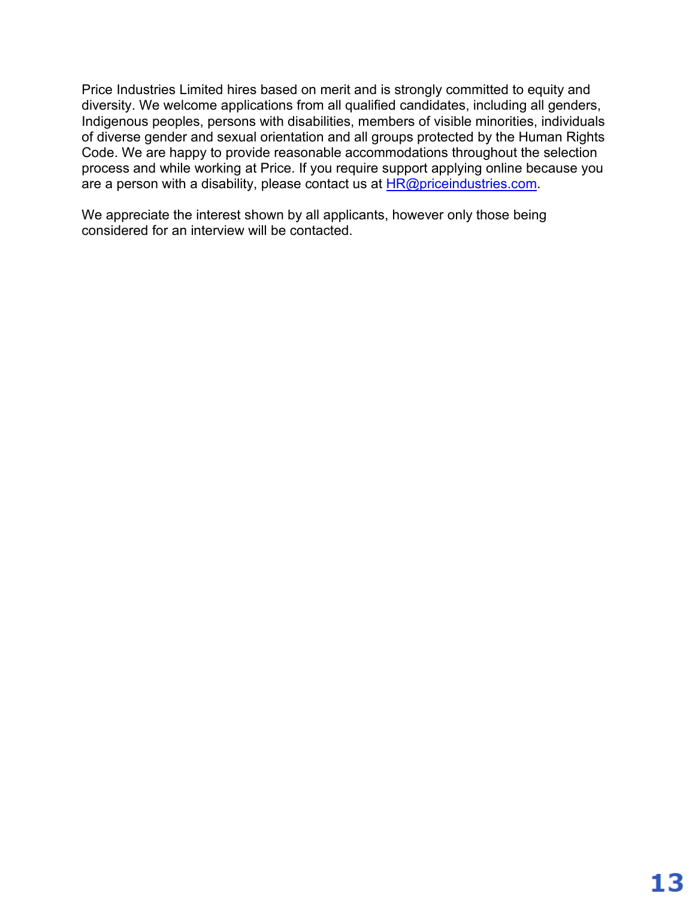Price Industries Limited hires based on merit and is strongly committed to equity and diversity. We welcome applications from all qualified candidates, including all genders, Indigenous peoples, persons with disabilities, members of visible minorities, individuals of diverse gender and sexual orientation and all groups protected by the Human Rights Code. We are happy to provide reasonable accommodations throughout the selection process and while working at Price. If you require support applying online because you are a person with a disability, please contact us at HR@priceindustries.com.

We appreciate the interest shown by all applicants, however only those being considered for an interview will be contacted.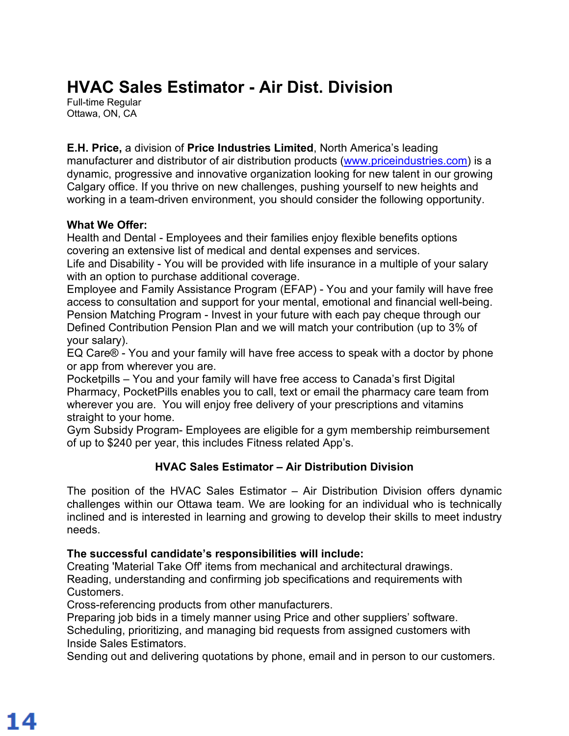# HVAC Sales Estimator - Air Dist. Division

Full-time Regular
Ottawa, ON, CA

**E.H. Price,** a division of **Price Industries Limited**, North America's leading manufacturer and distributor of air distribution products (www.priceindustries.com) is a dynamic, progressive and innovative organization looking for new talent in our growing Calgary office. If you thrive on new challenges, pushing yourself to new heights and working in a team-driven environment, you should consider the following opportunity.

**What We Offer:**
Health and Dental - Employees and their families enjoy flexible benefits options covering an extensive list of medical and dental expenses and services.
Life and Disability - You will be provided with life insurance in a multiple of your salary with an option to purchase additional coverage.
Employee and Family Assistance Program (EFAP) - You and your family will have free access to consultation and support for your mental, emotional and financial well-being.
Pension Matching Program - Invest in your future with each pay cheque through our Defined Contribution Pension Plan and we will match your contribution (up to 3% of your salary).
EQ Care® - You and your family will have free access to speak with a doctor by phone or app from wherever you are.
Pocketpills – You and your family will have free access to Canada's first Digital Pharmacy, PocketPills enables you to call, text or email the pharmacy care team from wherever you are. You will enjoy free delivery of your prescriptions and vitamins straight to your home.
Gym Subsidy Program- Employees are eligible for a gym membership reimbursement of up to $240 per year, this includes Fitness related App's.

**HVAC Sales Estimator – Air Distribution Division**

The position of the HVAC Sales Estimator – Air Distribution Division offers dynamic challenges within our Ottawa team. We are looking for an individual who is technically inclined and is interested in learning and growing to develop their skills to meet industry needs.

**The successful candidate's responsibilities will include:**
Creating 'Material Take Off' items from mechanical and architectural drawings.
Reading, understanding and confirming job specifications and requirements with Customers.
Cross-referencing products from other manufacturers.
Preparing job bids in a timely manner using Price and other suppliers' software.
Scheduling, prioritizing, and managing bid requests from assigned customers with Inside Sales Estimators.
Sending out and delivering quotations by phone, email and in person to our customers.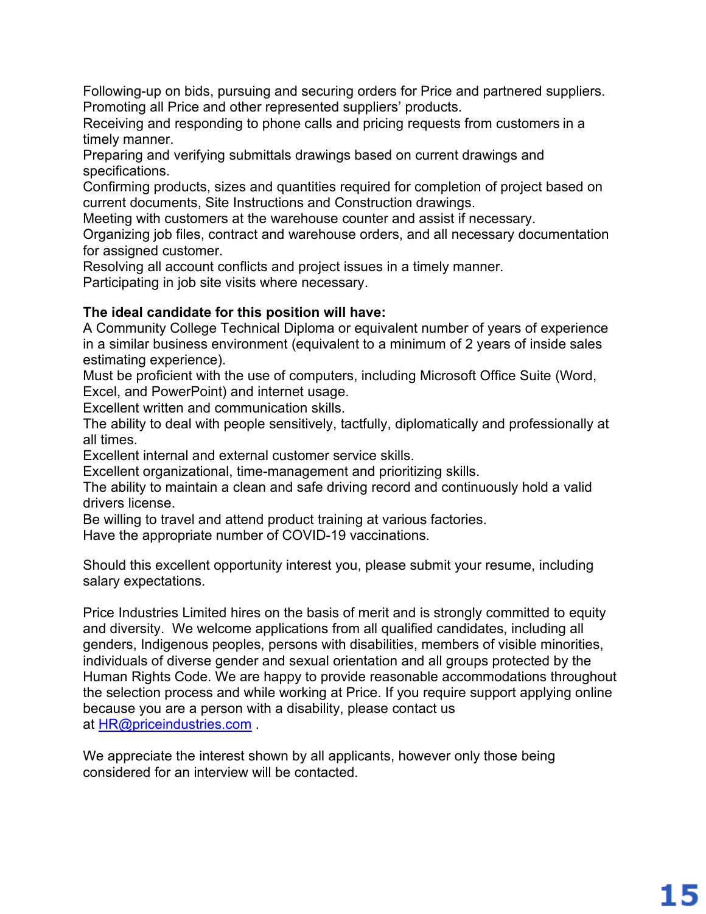Following-up on bids, pursuing and securing orders for Price and partnered suppliers.
Promoting all Price and other represented suppliers' products.
Receiving and responding to phone calls and pricing requests from customers in a timely manner.
Preparing and verifying submittals drawings based on current drawings and specifications.
Confirming products, sizes and quantities required for completion of project based on current documents, Site Instructions and Construction drawings.
Meeting with customers at the warehouse counter and assist if necessary.
Organizing job files, contract and warehouse orders, and all necessary documentation for assigned customer.
Resolving all account conflicts and project issues in a timely manner.
Participating in job site visits where necessary.

**The ideal candidate for this position will have:**
A Community College Technical Diploma or equivalent number of years of experience in a similar business environment (equivalent to a minimum of 2 years of inside sales estimating experience).
Must be proficient with the use of computers, including Microsoft Office Suite (Word, Excel, and PowerPoint) and internet usage.
Excellent written and communication skills.
The ability to deal with people sensitively, tactfully, diplomatically and professionally at all times.
Excellent internal and external customer service skills.
Excellent organizational, time-management and prioritizing skills.
The ability to maintain a clean and safe driving record and continuously hold a valid drivers license.
Be willing to travel and attend product training at various factories.
Have the appropriate number of COVID-19 vaccinations.

Should this excellent opportunity interest you, please submit your resume, including salary expectations.

Price Industries Limited hires on the basis of merit and is strongly committed to equity and diversity. We welcome applications from all qualified candidates, including all genders, Indigenous peoples, persons with disabilities, members of visible minorities, individuals of diverse gender and sexual orientation and all groups protected by the Human Rights Code. We are happy to provide reasonable accommodations throughout the selection process and while working at Price. If you require support applying online because you are a person with a disability, please contact us at [HR@priceindustries.com](mailto:HR@priceindustries.com) .

We appreciate the interest shown by all applicants, however only those being considered for an interview will be contacted.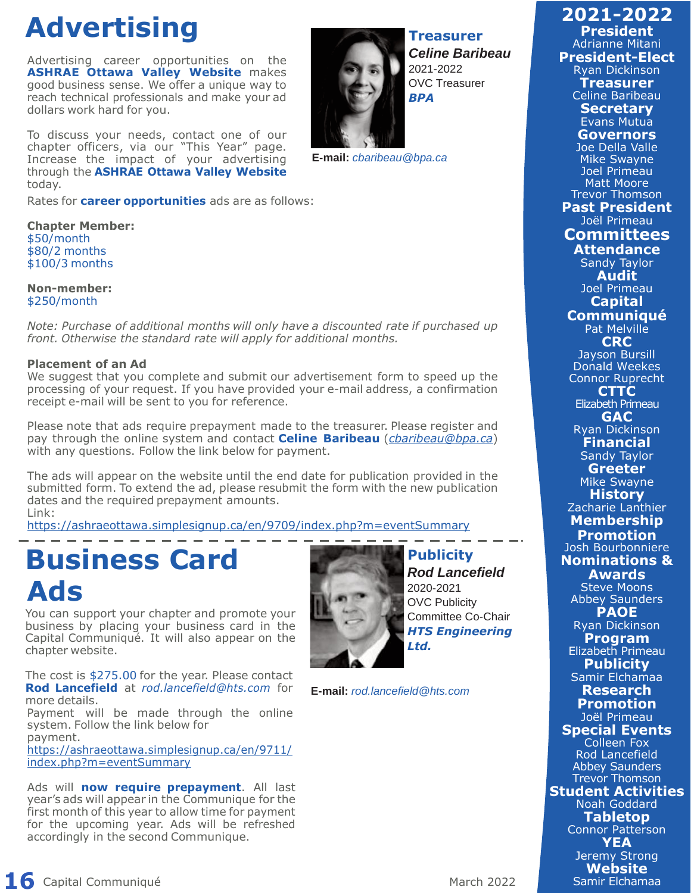# Advertising

Advertising career opportunities on the **ASHRAE Ottawa Valley Website** makes good business sense. We offer a unique way to reach technical professionals and make your ad dollars work hard for you.

To discuss your needs, contact one of our chapter officers, via our "This Year" page. Increase the impact of your advertising through the **ASHRAE Ottawa Valley Website** today.

**Treasurer**
***Celine Baribeau***
2021-2022
OVC Treasurer
***BPA***

**E-mail:** *cbaribeau@bpa.ca*

Rates for **career opportunities** ads are as follows:

**Chapter Member:**
$50/month
$80/2 months
$100/3 months

**Non-member:**
$250/month

*Note: Purchase of additional months will only have a discounted rate if purchased up front. Otherwise the standard rate will apply for additional months.*

**Placement of an Ad**
We suggest that you complete and submit our advertisement form to speed up the processing of your request. If you have provided your e-mail address, a confirmation receipt e-mail will be sent to you for reference.

Please note that ads require prepayment made to the treasurer. Please register and pay through the online system and contact **Celine Baribeau** (*cbaribeau@bpa.ca*) with any questions. Follow the link below for payment.

The ads will appear on the website until the end date for publication provided in the submitted form. To extend the ad, please resubmit the form with the new publication dates and the required prepayment amounts.
Link:
https://ashraeottawa.simplesignup.ca/en/9709/index.php?m=eventSummary

# Business Card Ads

You can support your chapter and promote your business by placing your business card in the Capital Communiqué. It will also appear on the chapter website.

The cost is $275.00 for the year. Please contact **Rod Lancefield** at *rod.lancefield@hts.com* for more details.
Payment will be made through the online system. Follow the link below for payment.
https://ashraeottawa.simplesignup.ca/en/9711/index.php?m=eventSummary

Ads will **now require prepayment**. All last year's ads will appear in the Communique for the first month of this year to allow time for payment for the upcoming year. Ads will be refreshed accordingly in the second Communique.

**Publicity**
***Rod Lancefield***
2020-2021
OVC Publicity
Committee Co-Chair
***HTS Engineering Ltd.***

**E-mail:** *rod.lancefield@hts.com*

## 2021-2022

**President**
Adrianne Mitani

**President-Elect**
Ryan Dickinson

**Treasurer**
Celine Baribeau

**Secretary**
Evans Mutua

**Governors**
Joe Della Valle
Mike Swayne
Joel Primeau
Matt Moore
Trevor Thomson

**Past President**
Joël Primeau

**Committees**

**Attendance**
Sandy Taylor

**Audit**
Joel Primeau

**Capital Communiqué**
Pat Melville

**CRC**
Jayson Bursill
Donald Weekes
Connor Ruprecht

**CTTC**
Elizabeth Primeau

**GAC**
Ryan Dickinson

**Financial**
Sandy Taylor

**Greeter**
Mike Swayne

**History**
Zacharie Lanthier

**Membership Promotion**
Josh Bourbonniere

**Nominations & Awards**
Steve Moons
Abbey Saunders

**PAOE**
Ryan Dickinson

**Program**
Elizabeth Primeau

**Publicity**
Samir Elchamaa

**Research Promotion**
Joël Primeau

**Special Events**
Colleen Fox
Rod Lancefield
Abbey Saunders
Trevor Thomson

**Student Activities**
Noah Goddard

**Tabletop**
Connor Patterson

**YEA**
Jeremy Strong

**Website**
Samir Elchamaa